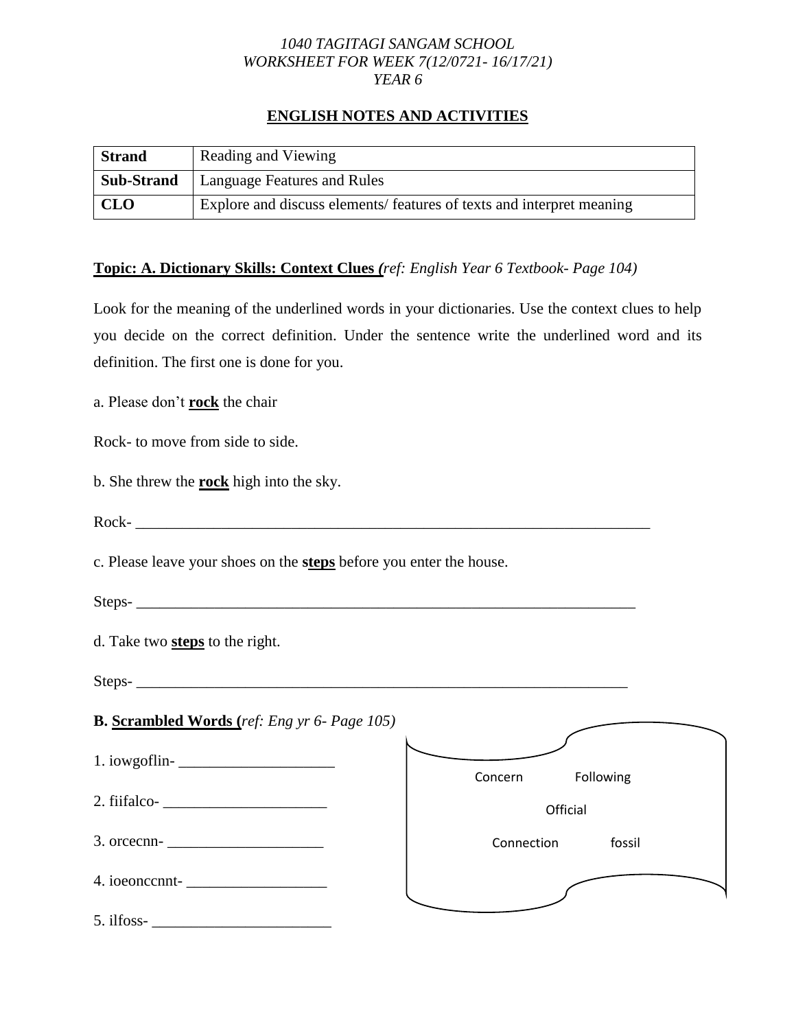*1040 TAGITAGI SANGAM SCHOOL*
*WORKSHEET FOR WEEK 7(12/0721- 16/17/21)*
*YEAR 6*

## ENGLISH NOTES AND ACTIVITIES

| **Strand** | Reading and Viewing |
|---|---|
| **Sub-Strand** | Language Features and Rules |
| **CLO** | Explore and discuss elements/ features of texts and interpret meaning |

**Topic: A. Dictionary Skills: Context Clues (***ref: English Year 6 Textbook- Page 104)*

Look for the meaning of the underlined words in your dictionaries. Use the context clues to help you decide on the correct definition. Under the sentence write the underlined word and its definition. The first one is done for you.

a. Please don't **rock** the chair

Rock- to move from side to side.

b. She threw the **rock** high into the sky.

Rock- ______________________________________________________________________

c. Please leave your shoes on the **steps** before you enter the house.

Steps- ____________________________________________________________________

d. Take two **steps** to the right.

Steps- ___________________________________________________________________

**B. Scrambled Words (***ref: Eng yr 6- Page 105)*

1. iowgoflin- ____________________
2. fiifalco- _____________________
3. orcecnn- ____________________
4. ioeonccnnt- __________________
5. ilfoss- _______________________

Concern Following
Official
Connection fossil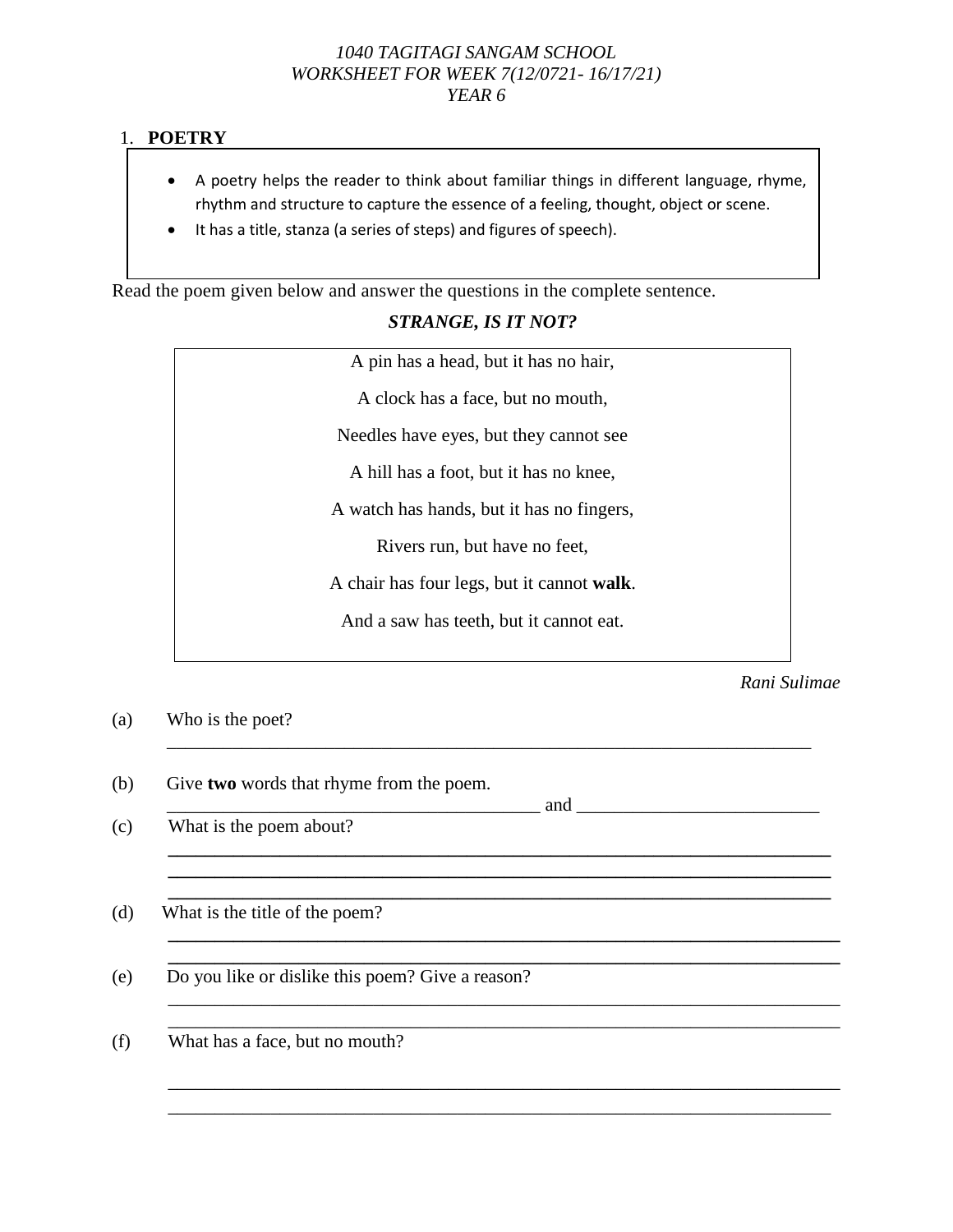*1040 TAGITAGI SANGAM SCHOOL*
*WORKSHEET FOR WEEK 7(12/0721- 16/17/21)*
*YEAR 6*

1. **POETRY**

- A poetry helps the reader to think about familiar things in different language, rhyme, rhythm and structure to capture the essence of a feeling, thought, object or scene.
- It has a title, stanza (a series of steps) and figures of speech).

Read the poem given below and answer the questions in the complete sentence.

***STRANGE, IS IT NOT?***

A pin has a head, but it has no hair,

A clock has a face, but no mouth,

Needles have eyes, but they cannot see

A hill has a foot, but it has no knee,

A watch has hands, but it has no fingers,

Rivers run, but have no feet,

A chair has four legs, but it cannot **walk**.

And a saw has teeth, but it cannot eat.

*Rani Sulimae*

(a) Who is the poet?

_______________________________________________________________________

(b) Give **two** words that rhyme from the poem.

__________________________________________ and __________________________

(c) What is the poem about?

_______________________________________________________________________

_______________________________________________________________________

_______________________________________________________________________

(d) What is the title of the poem?

_______________________________________________________________________

_______________________________________________________________________

(e) Do you like or dislike this poem? Give a reason?

_______________________________________________________________________

_______________________________________________________________________

(f) What has a face, but no mouth?

_______________________________________________________________________

_______________________________________________________________________